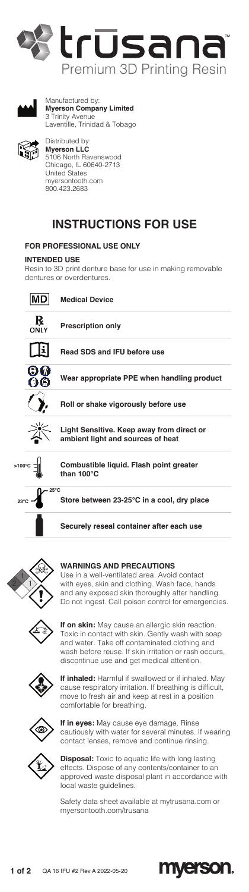# trūsana™

Premium 3D Printing Resin

Manufactured by:
**Myerson Company Limited**
3 Trinity Avenue
Laventille, Trinidad & Tobago

Distributed by:
**Myerson LLC**
5106 North Ravenswood
Chicago, IL 60640-2713
United States
myersontooth.com
800.423.2683

## INSTRUCTIONS FOR USE

### FOR PROFESSIONAL USE ONLY

#### INTENDED USE

Resin to 3D print denture base for use in making removable dentures or overdentures.

| Symbol | Meaning |
|---|---|
| MD | **Medical Device** |
| ℞ ONLY | **Prescription only** |
| | **Read SDS and IFU before use** |
| | **Wear appropriate PPE when handling product** |
| | **Roll or shake vigorously before use** |
| | **Light Sensitive. Keep away from direct or ambient light and sources of heat** |
| >100°C | **Combustible liquid. Flash point greater than 100°C** |
| 23°C – 25°C | **Store between 23-25°C in a cool, dry place** |
| | **Securely reseal container after each use** |

#### WARNINGS AND PRECAUTIONS

Use in a well-ventilated area. Avoid contact with eyes, skin and clothing. Wash face, hands and any exposed skin thoroughly after handling. Do not ingest. Call poison control for emergencies.

**If on skin:** May cause an allergic skin reaction. Toxic in contact with skin. Gently wash with soap and water. Take off contaminated clothing and wash before reuse. If skin irritation or rash occurs, discontinue use and get medical attention.

**If inhaled:** Harmful if swallowed or if inhaled. May cause respiratory irritation. If breathing is difficult, move to fresh air and keep at rest in a position comfortable for breathing.

**If in eyes:** May cause eye damage. Rinse cautiously with water for several minutes. If wearing contact lenses, remove and continue rinsing.

**Disposal:** Toxic to aquatic life with long lasting effects. Dispose of any contents/container to an approved waste disposal plant in accordance with local waste guidelines.

Safety data sheet available at mytrusana.com or myersontooth.com/trusana

QA 16 IFU #2 Rev A 2022-05-20

myerson.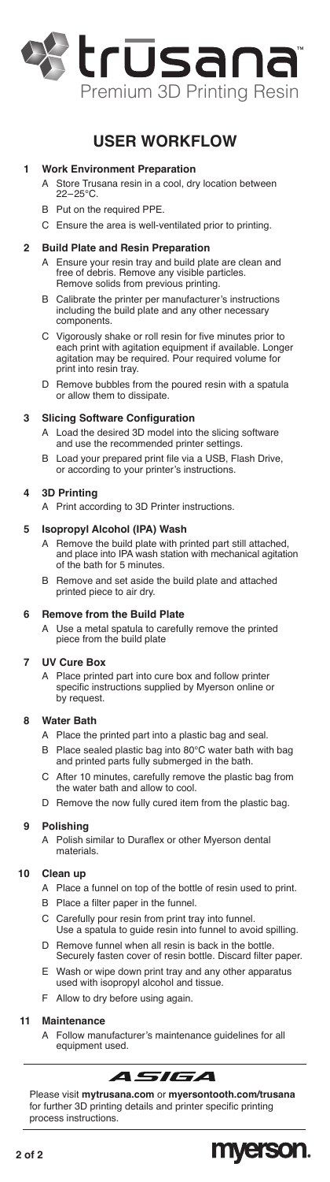# trūsana™

Premium 3D Printing Resin

## USER WORKFLOW

### 1 Work Environment Preparation

- A Store Trusana resin in a cool, dry location between 22–25°C.
- B Put on the required PPE.
- C Ensure the area is well-ventilated prior to printing.

### 2 Build Plate and Resin Preparation

- A Ensure your resin tray and build plate are clean and free of debris. Remove any visible particles. Remove solids from previous printing.
- B Calibrate the printer per manufacturer's instructions including the build plate and any other necessary components.
- C Vigorously shake or roll resin for five minutes prior to each print with agitation equipment if available. Longer agitation may be required. Pour required volume for print into resin tray.
- D Remove bubbles from the poured resin with a spatula or allow them to dissipate.

### 3 Slicing Software Configuration

- A Load the desired 3D model into the slicing software and use the recommended printer settings.
- B Load your prepared print file via a USB, Flash Drive, or according to your printer's instructions.

### 4 3D Printing

- A Print according to 3D Printer instructions.

### 5 Isopropyl Alcohol (IPA) Wash

- A Remove the build plate with printed part still attached, and place into IPA wash station with mechanical agitation of the bath for 5 minutes.
- B Remove and set aside the build plate and attached printed piece to air dry.

### 6 Remove from the Build Plate

- A Use a metal spatula to carefully remove the printed piece from the build plate

### 7 UV Cure Box

- A Place printed part into cure box and follow printer specific instructions supplied by Myerson online or by request.

### 8 Water Bath

- A Place the printed part into a plastic bag and seal.
- B Place sealed plastic bag into 80°C water bath with bag and printed parts fully submerged in the bath.
- C After 10 minutes, carefully remove the plastic bag from the water bath and allow to cool.
- D Remove the now fully cured item from the plastic bag.

### 9 Polishing

- A Polish similar to Duraflex or other Myerson dental materials.

### 10 Clean up

- A Place a funnel on top of the bottle of resin used to print.
- B Place a filter paper in the funnel.
- C Carefully pour resin from print tray into funnel. Use a spatula to guide resin into funnel to avoid spilling.
- D Remove funnel when all resin is back in the bottle. Securely fasten cover of resin bottle. Discard filter paper.
- E Wash or wipe down print tray and any other apparatus used with isopropyl alcohol and tissue.
- F Allow to dry before using again.

### 11 Maintenance

- A Follow manufacturer's maintenance guidelines for all equipment used.

ASIGA

Please visit **mytrusana.com** or **myersontooth.com/trusana** for further 3D printing details and printer specific printing process instructions.

myerson.